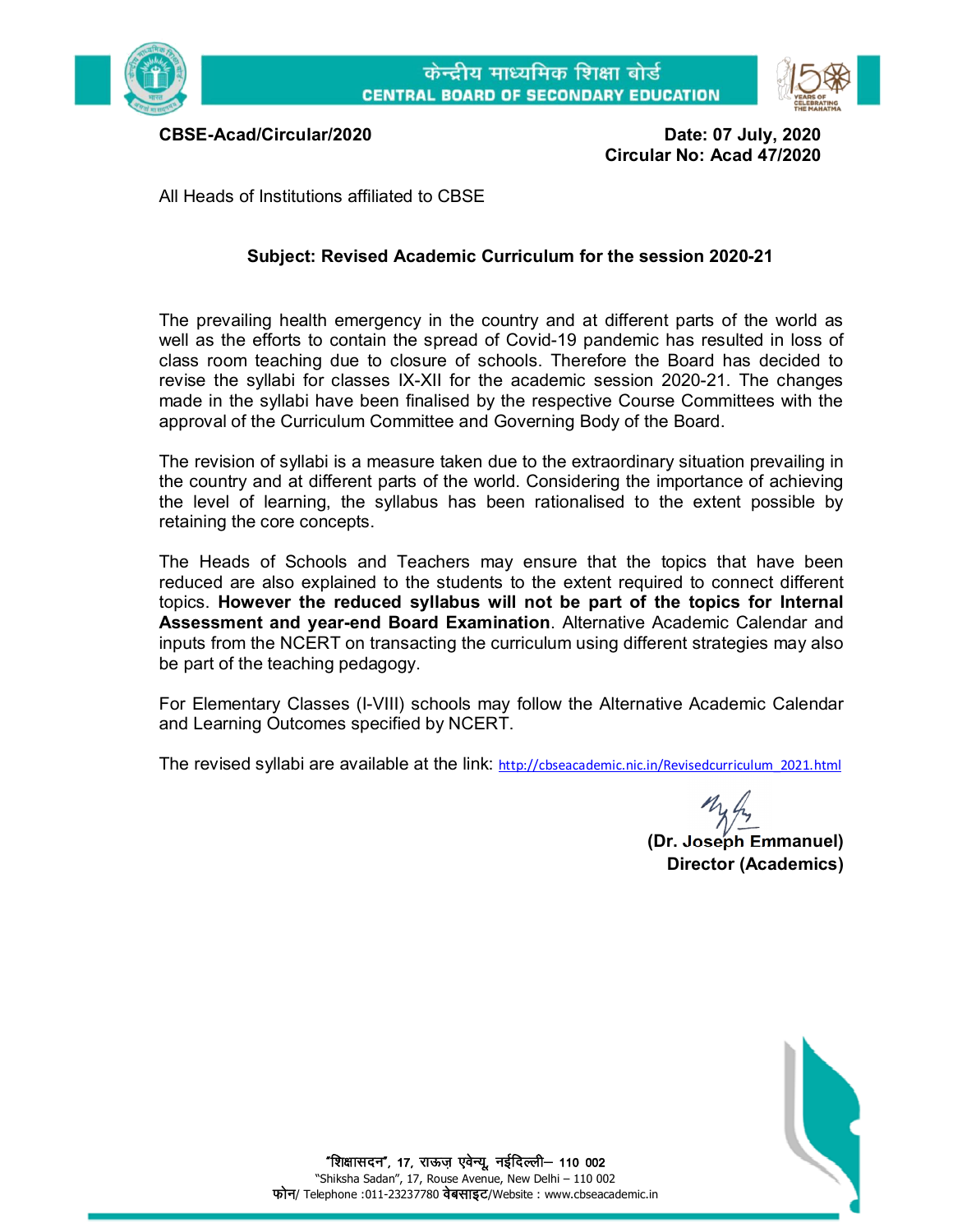केन्द्रीय माध्यमिक शिक्षा बोर्ड
CENTRAL BOARD OF SECONDARY EDUCATION

**CBSE-Acad/Circular/2020**

**Date: 07 July, 2020**
**Circular No: Acad 47/2020**

All Heads of Institutions affiliated to CBSE

**Subject: Revised Academic Curriculum for the session 2020-21**

The prevailing health emergency in the country and at different parts of the world as well as the efforts to contain the spread of Covid-19 pandemic has resulted in loss of class room teaching due to closure of schools. Therefore the Board has decided to revise the syllabi for classes IX-XII for the academic session 2020-21. The changes made in the syllabi have been finalised by the respective Course Committees with the approval of the Curriculum Committee and Governing Body of the Board.

The revision of syllabi is a measure taken due to the extraordinary situation prevailing in the country and at different parts of the world. Considering the importance of achieving the level of learning, the syllabus has been rationalised to the extent possible by retaining the core concepts.

The Heads of Schools and Teachers may ensure that the topics that have been reduced are also explained to the students to the extent required to connect different topics. **However the reduced syllabus will not be part of the topics for Internal Assessment and year-end Board Examination**. Alternative Academic Calendar and inputs from the NCERT on transacting the curriculum using different strategies may also be part of the teaching pedagogy.

For Elementary Classes (I-VIII) schools may follow the Alternative Academic Calendar and Learning Outcomes specified by NCERT.

The revised syllabi are available at the link: http://cbseacademic.nic.in/Revisedcurriculum_2021.html

**(Dr. Joseph Emmanuel)**
**Director (Academics)**

"शिक्षासदन", 17, राऊज़ एवेन्यू, नईदिल्ली– 110 002
"Shiksha Sadan", 17, Rouse Avenue, New Delhi – 110 002
फोन/ Telephone :011-23237780 वेबसाइट/Website : www.cbseacademic.in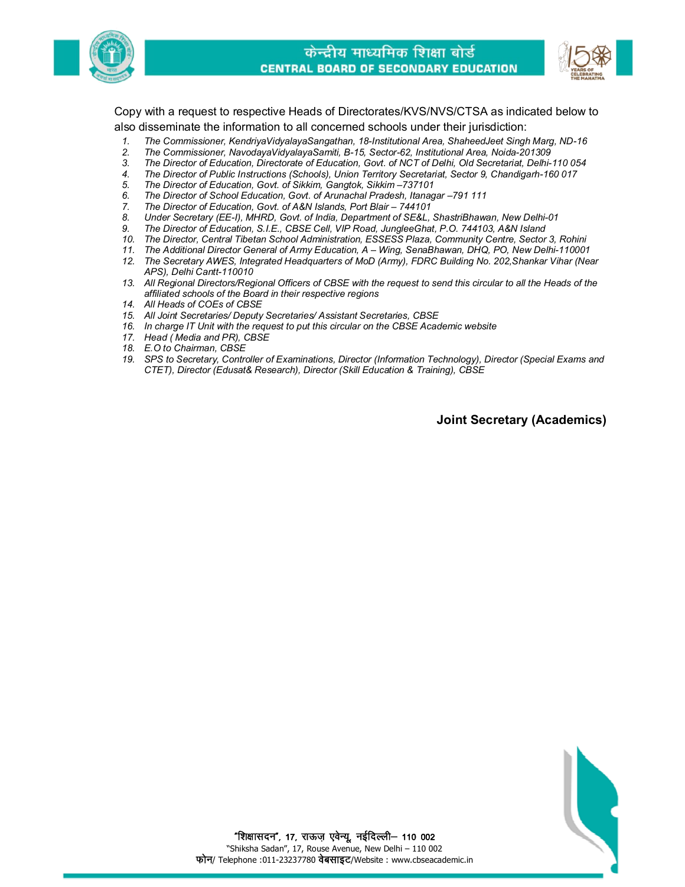Copy with a request to respective Heads of Directorates/KVS/NVS/CTSA as indicated below to also disseminate the information to all concerned schools under their jurisdiction:

1. *The Commissioner, KendriyaVidyalayaSangathan, 18-Institutional Area, ShaheedJeet Singh Marg, ND-16*
2. *The Commissioner, NavodayaVidyalayaSamiti, B-15, Sector-62, Institutional Area, Noida-201309*
3. *The Director of Education, Directorate of Education, Govt. of NCT of Delhi, Old Secretariat, Delhi-110 054*
4. *The Director of Public Instructions (Schools), Union Territory Secretariat, Sector 9, Chandigarh-160 017*
5. *The Director of Education, Govt. of Sikkim, Gangtok, Sikkim –737101*
6. *The Director of School Education, Govt. of Arunachal Pradesh, Itanagar –791 111*
7. *The Director of Education, Govt. of A&N Islands, Port Blair – 744101*
8. *Under Secretary (EE-I), MHRD, Govt. of India, Department of SE&L, ShastriBhawan, New Delhi-01*
9. *The Director of Education, S.I.E., CBSE Cell, VIP Road, JungleeGhat, P.O. 744103, A&N Island*
10. *The Director, Central Tibetan School Administration, ESSESS Plaza, Community Centre, Sector 3, Rohini*
11. *The Additional Director General of Army Education, A – Wing, SenaBhawan, DHQ, PO, New Delhi-110001*
12. *The Secretary AWES, Integrated Headquarters of MoD (Army), FDRC Building No. 202,Shankar Vihar (Near APS), Delhi Cantt-110010*
13. *All Regional Directors/Regional Officers of CBSE with the request to send this circular to all the Heads of the affiliated schools of the Board in their respective regions*
14. *All Heads of COEs of CBSE*
15. *All Joint Secretaries/ Deputy Secretaries/ Assistant Secretaries, CBSE*
16. *In charge IT Unit with the request to put this circular on the CBSE Academic website*
17. *Head ( Media and PR), CBSE*
18. *E.O to Chairman, CBSE*
19. *SPS to Secretary, Controller of Examinations, Director (Information Technology), Director (Special Exams and CTET), Director (Edusat& Research), Director (Skill Education & Training), CBSE*

**Joint Secretary (Academics)**